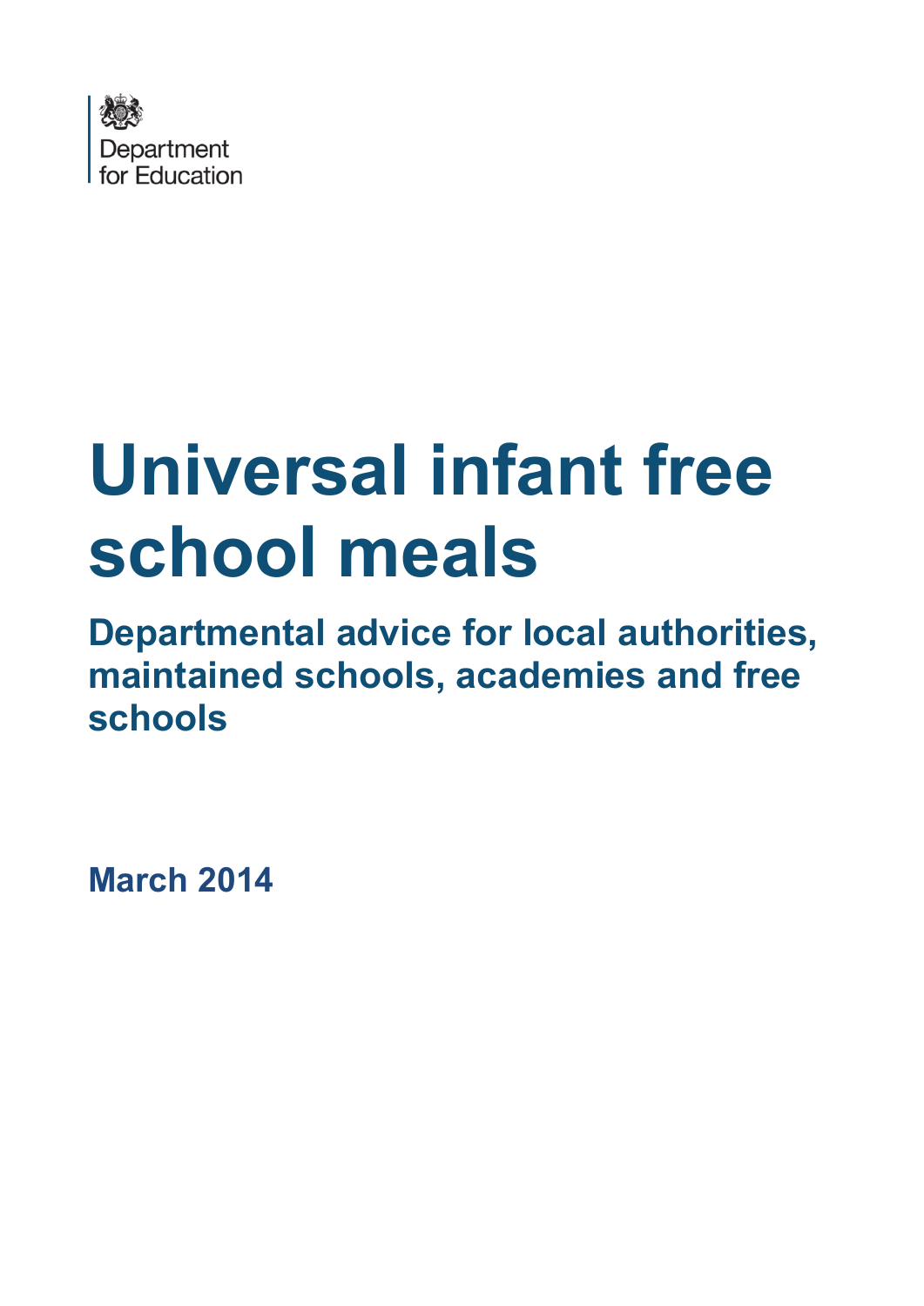Department for Education

# Universal infant free school meals

## Departmental advice for local authorities, maintained schools, academies and free schools

**March 2014**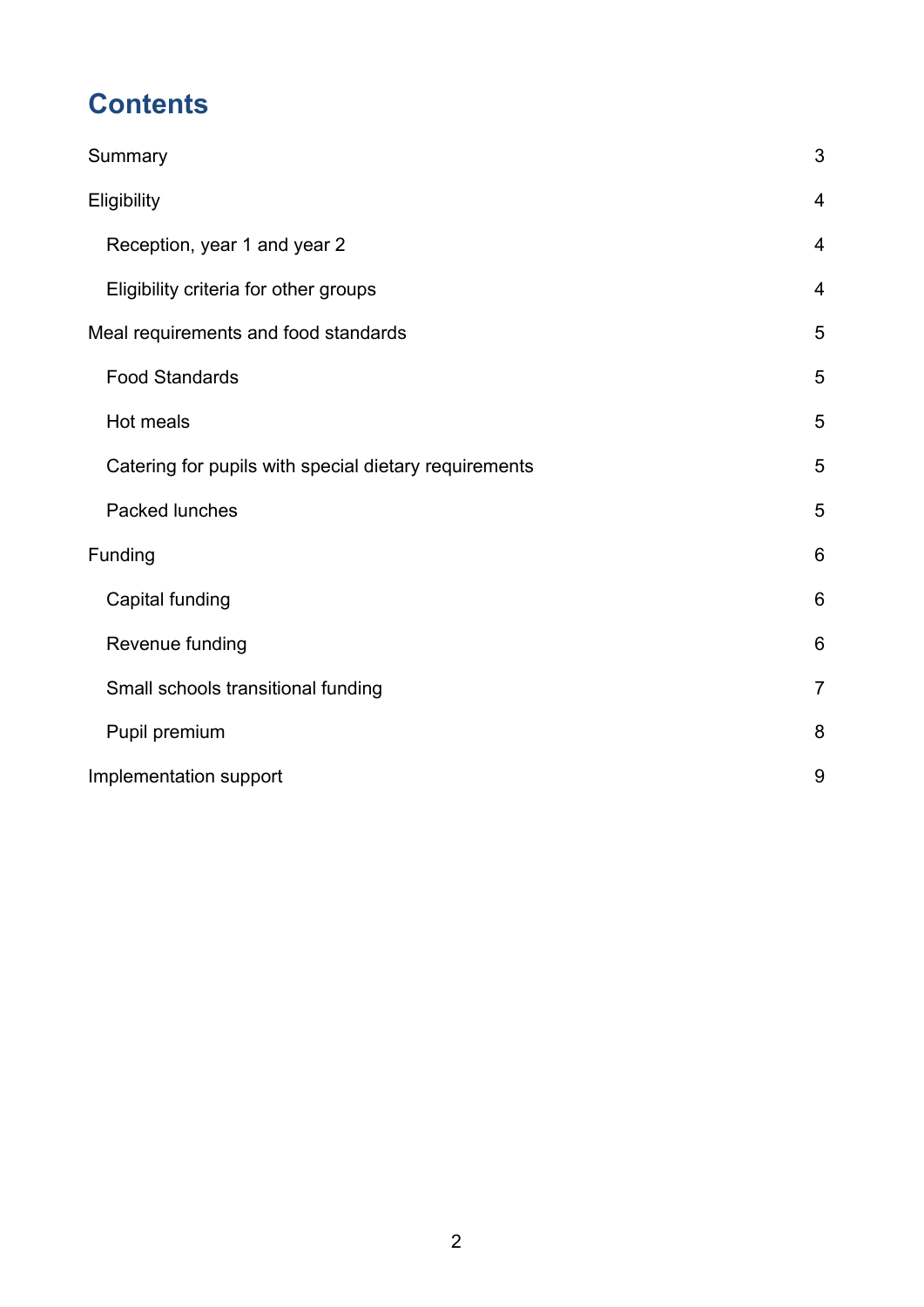# Contents

Summary 3

Eligibility 4

- Reception, year 1 and year 2 4
- Eligibility criteria for other groups 4

Meal requirements and food standards 5

- Food Standards 5
- Hot meals 5
- Catering for pupils with special dietary requirements 5
- Packed lunches 5

Funding 6

- Capital funding 6
- Revenue funding 6
- Small schools transitional funding 7
- Pupil premium 8

Implementation support 9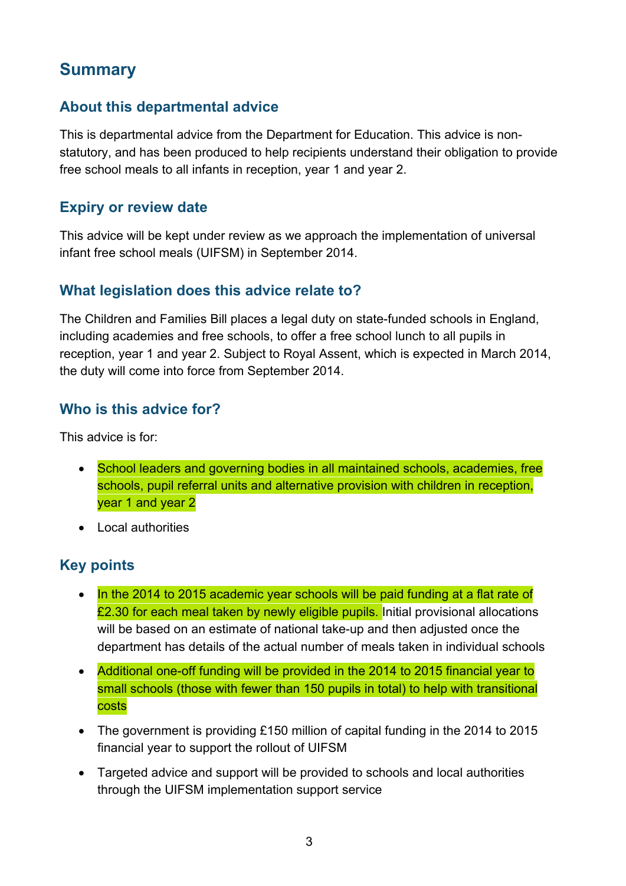# Summary

## About this departmental advice

This is departmental advice from the Department for Education. This advice is non-statutory, and has been produced to help recipients understand their obligation to provide free school meals to all infants in reception, year 1 and year 2.

## Expiry or review date

This advice will be kept under review as we approach the implementation of universal infant free school meals (UIFSM) in September 2014.

## What legislation does this advice relate to?

The Children and Families Bill places a legal duty on state-funded schools in England, including academies and free schools, to offer a free school lunch to all pupils in reception, year 1 and year 2. Subject to Royal Assent, which is expected in March 2014, the duty will come into force from September 2014.

## Who is this advice for?

This advice is for:

- School leaders and governing bodies in all maintained schools, academies, free schools, pupil referral units and alternative provision with children in reception, year 1 and year 2
- Local authorities

## Key points

- In the 2014 to 2015 academic year schools will be paid funding at a flat rate of £2.30 for each meal taken by newly eligible pupils. Initial provisional allocations will be based on an estimate of national take-up and then adjusted once the department has details of the actual number of meals taken in individual schools
- Additional one-off funding will be provided in the 2014 to 2015 financial year to small schools (those with fewer than 150 pupils in total) to help with transitional costs
- The government is providing £150 million of capital funding in the 2014 to 2015 financial year to support the rollout of UIFSM
- Targeted advice and support will be provided to schools and local authorities through the UIFSM implementation support service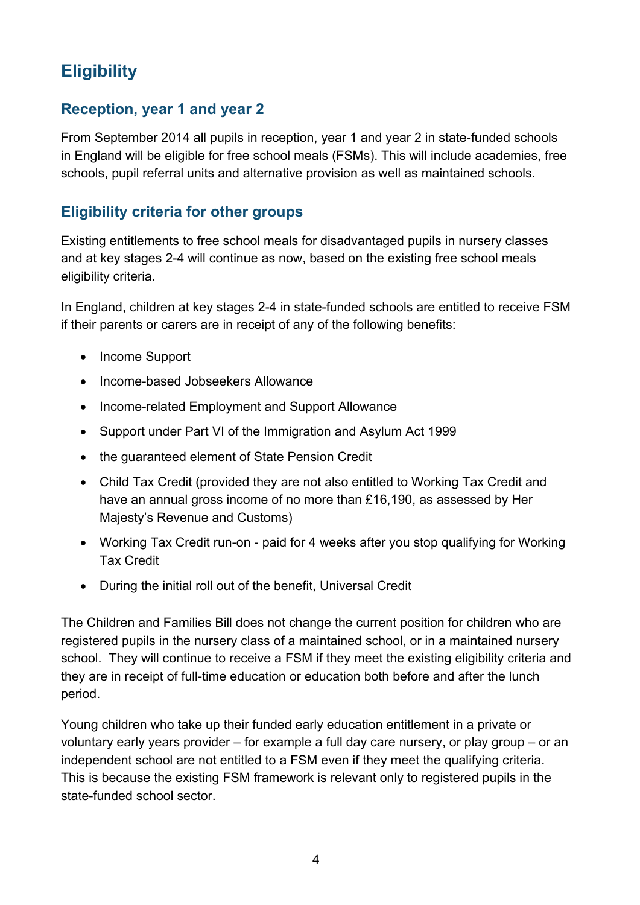## Eligibility

### Reception, year 1 and year 2

From September 2014 all pupils in reception, year 1 and year 2 in state-funded schools in England will be eligible for free school meals (FSMs). This will include academies, free schools, pupil referral units and alternative provision as well as maintained schools.

### Eligibility criteria for other groups

Existing entitlements to free school meals for disadvantaged pupils in nursery classes and at key stages 2-4 will continue as now, based on the existing free school meals eligibility criteria.

In England, children at key stages 2-4 in state-funded schools are entitled to receive FSM if their parents or carers are in receipt of any of the following benefits:

- Income Support
- Income-based Jobseekers Allowance
- Income-related Employment and Support Allowance
- Support under Part VI of the Immigration and Asylum Act 1999
- the guaranteed element of State Pension Credit
- Child Tax Credit (provided they are not also entitled to Working Tax Credit and have an annual gross income of no more than £16,190, as assessed by Her Majesty's Revenue and Customs)
- Working Tax Credit run-on - paid for 4 weeks after you stop qualifying for Working Tax Credit
- During the initial roll out of the benefit, Universal Credit

The Children and Families Bill does not change the current position for children who are registered pupils in the nursery class of a maintained school, or in a maintained nursery school. They will continue to receive a FSM if they meet the existing eligibility criteria and they are in receipt of full-time education or education both before and after the lunch period.

Young children who take up their funded early education entitlement in a private or voluntary early years provider – for example a full day care nursery, or play group – or an independent school are not entitled to a FSM even if they meet the qualifying criteria. This is because the existing FSM framework is relevant only to registered pupils in the state-funded school sector.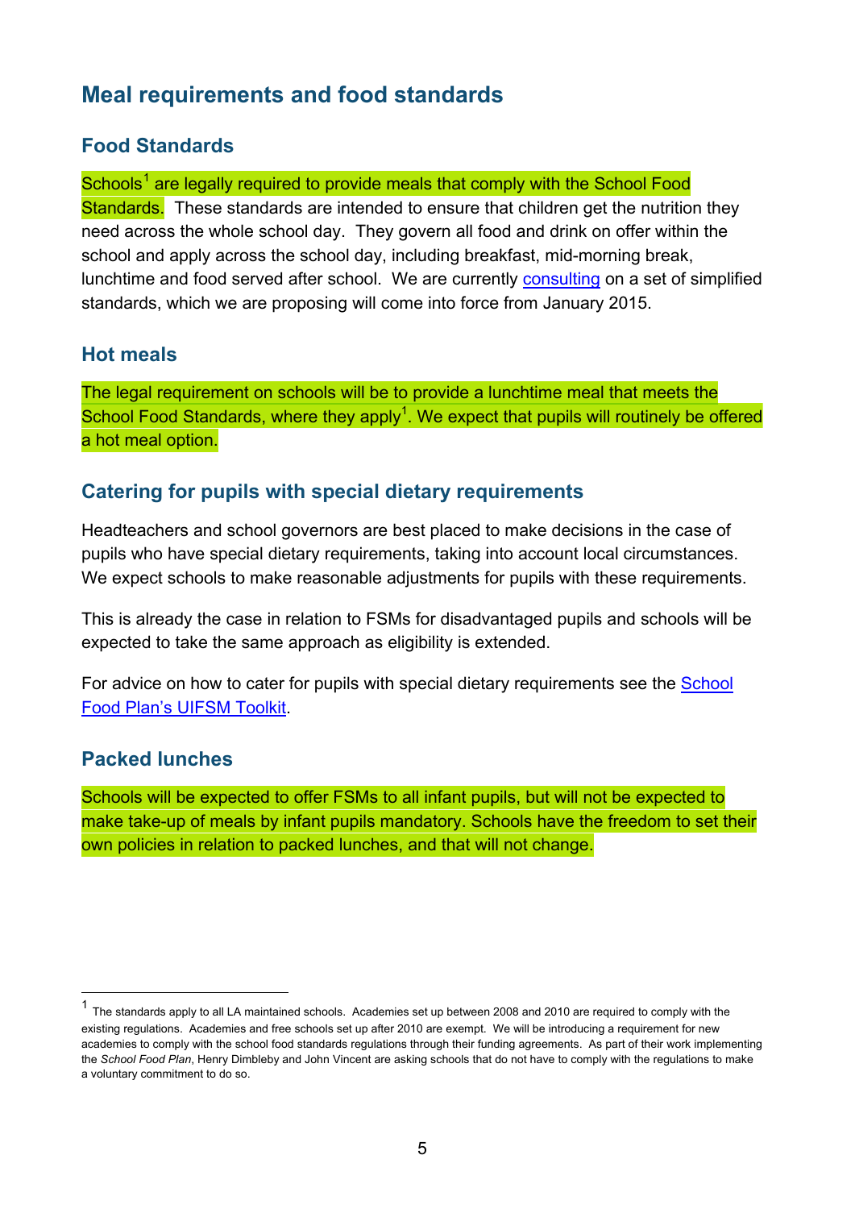## Meal requirements and food standards

### Food Standards

Schools[1] are legally required to provide meals that comply with the School Food Standards. These standards are intended to ensure that children get the nutrition they need across the whole school day. They govern all food and drink on offer within the school and apply across the school day, including breakfast, mid-morning break, lunchtime and food served after school. We are currently consulting on a set of simplified standards, which we are proposing will come into force from January 2015.

### Hot meals

The legal requirement on schools will be to provide a lunchtime meal that meets the School Food Standards, where they apply[1]. We expect that pupils will routinely be offered a hot meal option.

### Catering for pupils with special dietary requirements

Headteachers and school governors are best placed to make decisions in the case of pupils who have special dietary requirements, taking into account local circumstances. We expect schools to make reasonable adjustments for pupils with these requirements.

This is already the case in relation to FSMs for disadvantaged pupils and schools will be expected to take the same approach as eligibility is extended.

For advice on how to cater for pupils with special dietary requirements see the School Food Plan's UIFSM Toolkit.

### Packed lunches

Schools will be expected to offer FSMs to all infant pupils, but will not be expected to make take-up of meals by infant pupils mandatory. Schools have the freedom to set their own policies in relation to packed lunches, and that will not change.

---

[1] The standards apply to all LA maintained schools. Academies set up between 2008 and 2010 are required to comply with the existing regulations. Academies and free schools set up after 2010 are exempt. We will be introducing a requirement for new academies to comply with the school food standards regulations through their funding agreements. As part of their work implementing the *School Food Plan*, Henry Dimbleby and John Vincent are asking schools that do not have to comply with the regulations to make a voluntary commitment to do so.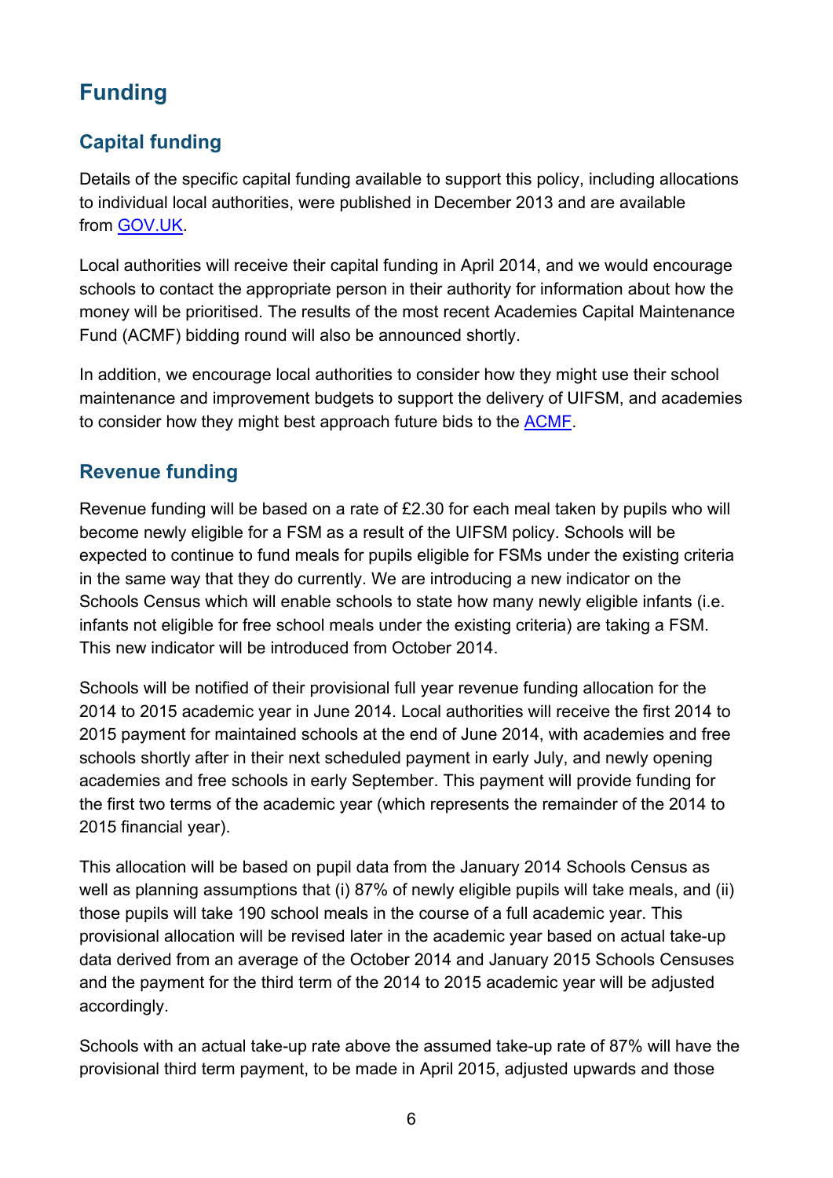## Funding

### Capital funding

Details of the specific capital funding available to support this policy, including allocations to individual local authorities, were published in December 2013 and are available from [GOV.UK](GOV.UK).

Local authorities will receive their capital funding in April 2014, and we would encourage schools to contact the appropriate person in their authority for information about how the money will be prioritised. The results of the most recent Academies Capital Maintenance Fund (ACMF) bidding round will also be announced shortly.

In addition, we encourage local authorities to consider how they might use their school maintenance and improvement budgets to support the delivery of UIFSM, and academies to consider how they might best approach future bids to the [ACMF](ACMF).

### Revenue funding

Revenue funding will be based on a rate of £2.30 for each meal taken by pupils who will become newly eligible for a FSM as a result of the UIFSM policy. Schools will be expected to continue to fund meals for pupils eligible for FSMs under the existing criteria in the same way that they do currently. We are introducing a new indicator on the Schools Census which will enable schools to state how many newly eligible infants (i.e. infants not eligible for free school meals under the existing criteria) are taking a FSM. This new indicator will be introduced from October 2014.

Schools will be notified of their provisional full year revenue funding allocation for the 2014 to 2015 academic year in June 2014. Local authorities will receive the first 2014 to 2015 payment for maintained schools at the end of June 2014, with academies and free schools shortly after in their next scheduled payment in early July, and newly opening academies and free schools in early September. This payment will provide funding for the first two terms of the academic year (which represents the remainder of the 2014 to 2015 financial year).

This allocation will be based on pupil data from the January 2014 Schools Census as well as planning assumptions that (i) 87% of newly eligible pupils will take meals, and (ii) those pupils will take 190 school meals in the course of a full academic year. This provisional allocation will be revised later in the academic year based on actual take-up data derived from an average of the October 2014 and January 2015 Schools Censuses and the payment for the third term of the 2014 to 2015 academic year will be adjusted accordingly.

Schools with an actual take-up rate above the assumed take-up rate of 87% will have the provisional third term payment, to be made in April 2015, adjusted upwards and those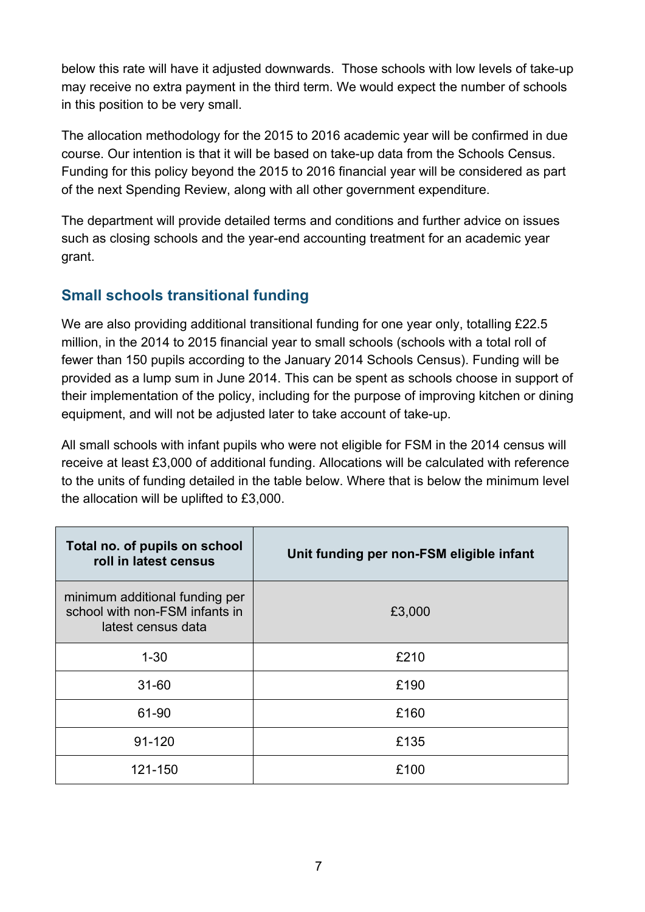below this rate will have it adjusted downwards. Those schools with low levels of take-up may receive no extra payment in the third term. We would expect the number of schools in this position to be very small.

The allocation methodology for the 2015 to 2016 academic year will be confirmed in due course. Our intention is that it will be based on take-up data from the Schools Census. Funding for this policy beyond the 2015 to 2016 financial year will be considered as part of the next Spending Review, along with all other government expenditure.

The department will provide detailed terms and conditions and further advice on issues such as closing schools and the year-end accounting treatment for an academic year grant.

## Small schools transitional funding

We are also providing additional transitional funding for one year only, totalling £22.5 million, in the 2014 to 2015 financial year to small schools (schools with a total roll of fewer than 150 pupils according to the January 2014 Schools Census). Funding will be provided as a lump sum in June 2014. This can be spent as schools choose in support of their implementation of the policy, including for the purpose of improving kitchen or dining equipment, and will not be adjusted later to take account of take-up.

All small schools with infant pupils who were not eligible for FSM in the 2014 census will receive at least £3,000 of additional funding. Allocations will be calculated with reference to the units of funding detailed in the table below. Where that is below the minimum level the allocation will be uplifted to £3,000.

| Total no. of pupils on school roll in latest census | Unit funding per non-FSM eligible infant |
|---|---|
| minimum additional funding per school with non-FSM infants in latest census data | £3,000 |
| 1-30 | £210 |
| 31-60 | £190 |
| 61-90 | £160 |
| 91-120 | £135 |
| 121-150 | £100 |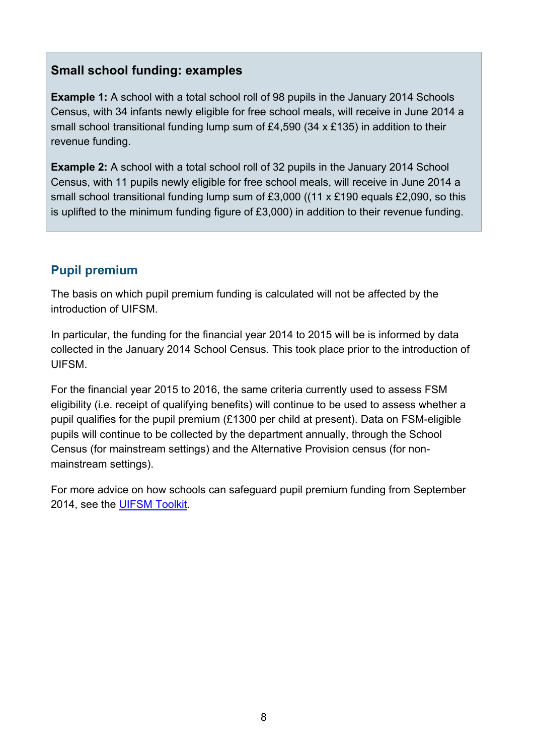### Small school funding: examples

**Example 1:** A school with a total school roll of 98 pupils in the January 2014 Schools Census, with 34 infants newly eligible for free school meals, will receive in June 2014 a small school transitional funding lump sum of £4,590 (34 x £135) in addition to their revenue funding.

**Example 2:** A school with a total school roll of 32 pupils in the January 2014 School Census, with 11 pupils newly eligible for free school meals, will receive in June 2014 a small school transitional funding lump sum of £3,000 ((11 x £190 equals £2,090, so this is uplifted to the minimum funding figure of £3,000) in addition to their revenue funding.

## Pupil premium

The basis on which pupil premium funding is calculated will not be affected by the introduction of UIFSM.

In particular, the funding for the financial year 2014 to 2015 will be is informed by data collected in the January 2014 School Census. This took place prior to the introduction of UIFSM.

For the financial year 2015 to 2016, the same criteria currently used to assess FSM eligibility (i.e. receipt of qualifying benefits) will continue to be used to assess whether a pupil qualifies for the pupil premium (£1300 per child at present). Data on FSM-eligible pupils will continue to be collected by the department annually, through the School Census (for mainstream settings) and the Alternative Provision census (for non-mainstream settings).

For more advice on how schools can safeguard pupil premium funding from September 2014, see the UIFSM Toolkit.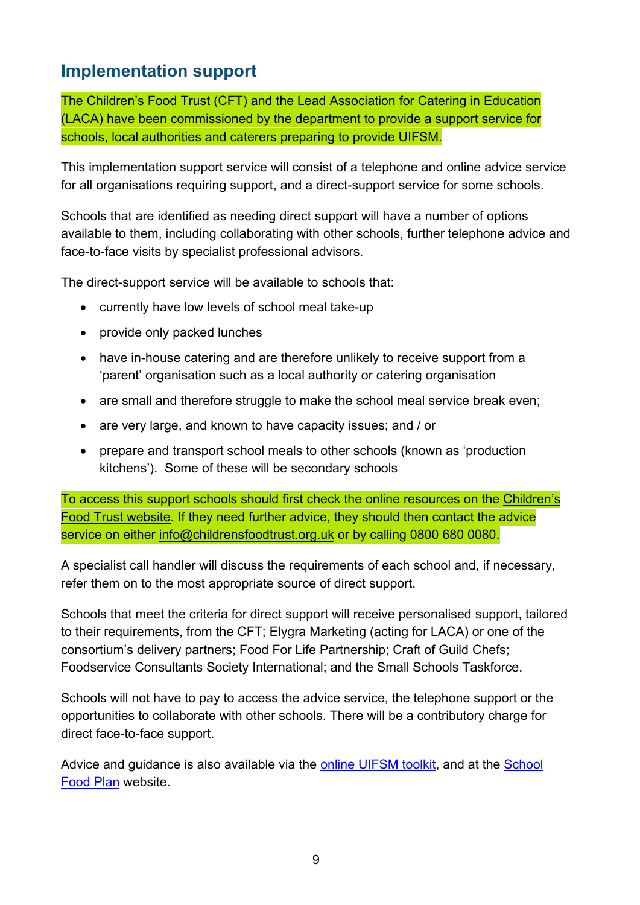## Implementation support

The Children's Food Trust (CFT) and the Lead Association for Catering in Education (LACA) have been commissioned by the department to provide a support service for schools, local authorities and caterers preparing to provide UIFSM.

This implementation support service will consist of a telephone and online advice service for all organisations requiring support, and a direct-support service for some schools.

Schools that are identified as needing direct support will have a number of options available to them, including collaborating with other schools, further telephone advice and face-to-face visits by specialist professional advisors.

The direct-support service will be available to schools that:

- currently have low levels of school meal take-up
- provide only packed lunches
- have in-house catering and are therefore unlikely to receive support from a 'parent' organisation such as a local authority or catering organisation
- are small and therefore struggle to make the school meal service break even;
- are very large, and known to have capacity issues; and / or
- prepare and transport school meals to other schools (known as 'production kitchens'). Some of these will be secondary schools

To access this support schools should first check the online resources on the Children's Food Trust website. If they need further advice, they should then contact the advice service on either info@childrensfoodtrust.org.uk or by calling 0800 680 0080.

A specialist call handler will discuss the requirements of each school and, if necessary, refer them on to the most appropriate source of direct support.

Schools that meet the criteria for direct support will receive personalised support, tailored to their requirements, from the CFT; Elygra Marketing (acting for LACA) or one of the consortium's delivery partners; Food For Life Partnership; Craft of Guild Chefs; Foodservice Consultants Society International; and the Small Schools Taskforce.

Schools will not have to pay to access the advice service, the telephone support or the opportunities to collaborate with other schools. There will be a contributory charge for direct face-to-face support.

Advice and guidance is also available via the online UIFSM toolkit, and at the School Food Plan website.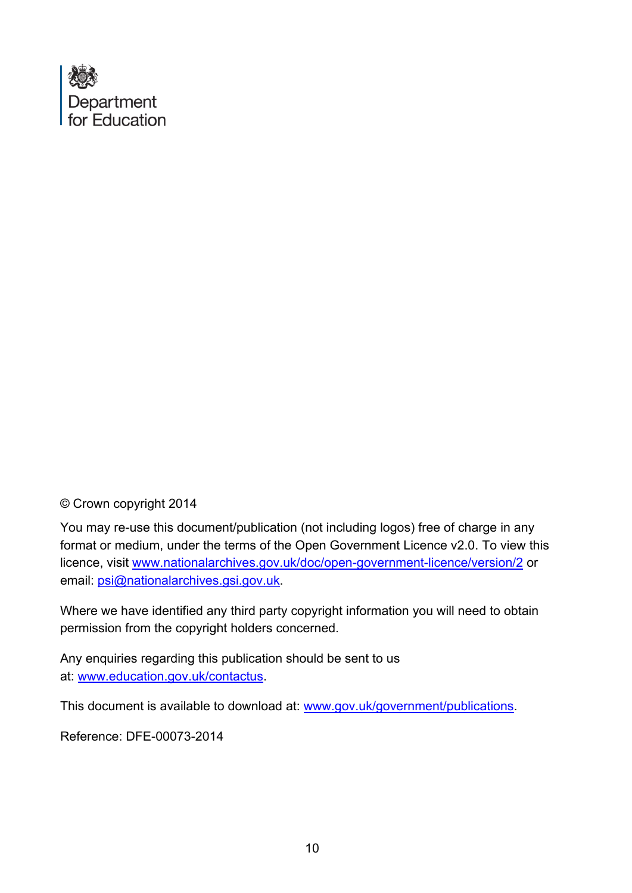Department for Education

© Crown copyright 2014

You may re-use this document/publication (not including logos) free of charge in any format or medium, under the terms of the Open Government Licence v2.0. To view this licence, visit www.nationalarchives.gov.uk/doc/open-government-licence/version/2 or email: psi@nationalarchives.gsi.gov.uk.

Where we have identified any third party copyright information you will need to obtain permission from the copyright holders concerned.

Any enquiries regarding this publication should be sent to us at: www.education.gov.uk/contactus.

This document is available to download at: www.gov.uk/government/publications.

Reference: DFE-00073-2014